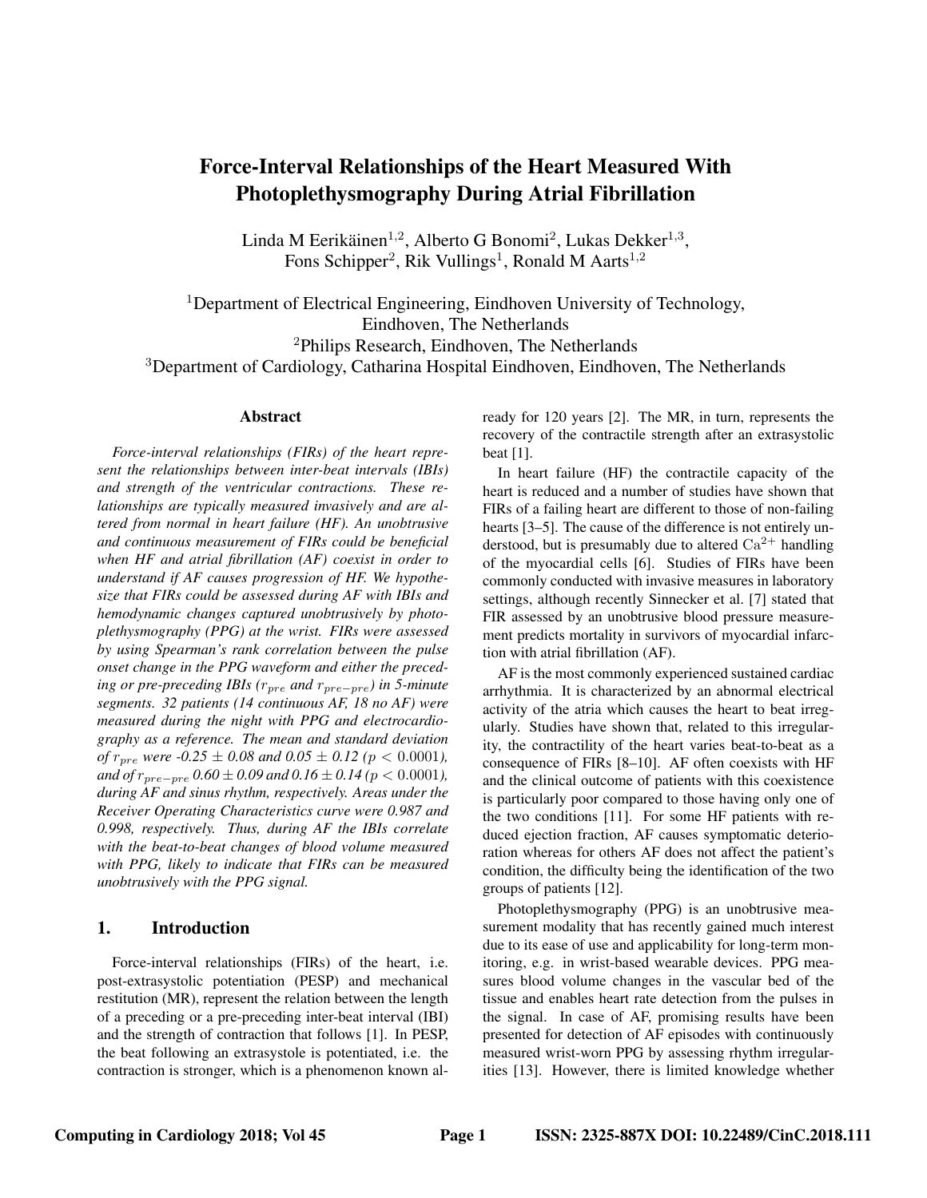# Force-Interval Relationships of the Heart Measured With Photoplethysmography During Atrial Fibrillation

Linda M Eerikäinen[1,2], Alberto G Bonomi[2], Lukas Dekker[1,3], Fons Schipper[2], Rik Vullings[1], Ronald M Aarts[1,2]

[1]Department of Electrical Engineering, Eindhoven University of Technology, Eindhoven, The Netherlands
[2]Philips Research, Eindhoven, The Netherlands
[3]Department of Cardiology, Catharina Hospital Eindhoven, Eindhoven, The Netherlands

## Abstract

*Force-interval relationships (FIRs) of the heart represent the relationships between inter-beat intervals (IBIs) and strength of the ventricular contractions. These relationships are typically measured invasively and are altered from normal in heart failure (HF). An unobtrusive and continuous measurement of FIRs could be beneficial when HF and atrial fibrillation (AF) coexist in order to understand if AF causes progression of HF. We hypothesize that FIRs could be assessed during AF with IBIs and hemodynamic changes captured unobtrusively by photoplethysmography (PPG) at the wrist. FIRs were assessed by using Spearman's rank correlation between the pulse onset change in the PPG waveform and either the preceding or pre-preceding IBIs ($r_{pre}$ and $r_{pre-pre}$) in 5-minute segments. 32 patients (14 continuous AF, 18 no AF) were measured during the night with PPG and electrocardiography as a reference. The mean and standard deviation of $r_{pre}$ were -0.25 $\pm$ 0.08 and 0.05 $\pm$ 0.12 ($p < 0.0001$), and of $r_{pre-pre}$ 0.60 $\pm$ 0.09 and 0.16 $\pm$ 0.14 ($p < 0.0001$), during AF and sinus rhythm, respectively. Areas under the Receiver Operating Characteristics curve were 0.987 and 0.998, respectively. Thus, during AF the IBIs correlate with the beat-to-beat changes of blood volume measured with PPG, likely to indicate that FIRs can be measured unobtrusively with the PPG signal.*

## 1. Introduction

Force-interval relationships (FIRs) of the heart, i.e. post-extrasystolic potentiation (PESP) and mechanical restitution (MR), represent the relation between the length of a preceding or a pre-preceding inter-beat interval (IBI) and the strength of contraction that follows [1]. In PESP, the beat following an extrasystole is potentiated, i.e. the contraction is stronger, which is a phenomenon known already for 120 years [2]. The MR, in turn, represents the recovery of the contractile strength after an extrasystolic beat [1].

In heart failure (HF) the contractile capacity of the heart is reduced and a number of studies have shown that FIRs of a failing heart are different to those of non-failing hearts [3–5]. The cause of the difference is not entirely understood, but is presumably due to altered $Ca^{2+}$ handling of the myocardial cells [6]. Studies of FIRs have been commonly conducted with invasive measures in laboratory settings, although recently Sinnecker et al. [7] stated that FIR assessed by an unobtrusive blood pressure measurement predicts mortality in survivors of myocardial infarction with atrial fibrillation (AF).

AF is the most commonly experienced sustained cardiac arrhythmia. It is characterized by an abnormal electrical activity of the atria which causes the heart to beat irregularly. Studies have shown that, related to this irregularity, the contractility of the heart varies beat-to-beat as a consequence of FIRs [8–10]. AF often coexists with HF and the clinical outcome of patients with this coexistence is particularly poor compared to those having only one of the two conditions [11]. For some HF patients with reduced ejection fraction, AF causes symptomatic deterioration whereas for others AF does not affect the patient's condition, the difficulty being the identification of the two groups of patients [12].

Photoplethysmography (PPG) is an unobtrusive measurement modality that has recently gained much interest due to its ease of use and applicability for long-term monitoring, e.g. in wrist-based wearable devices. PPG measures blood volume changes in the vascular bed of the tissue and enables heart rate detection from the pulses in the signal. In case of AF, promising results have been presented for detection of AF episodes with continuously measured wrist-worn PPG by assessing rhythm irregularities [13]. However, there is limited knowledge whether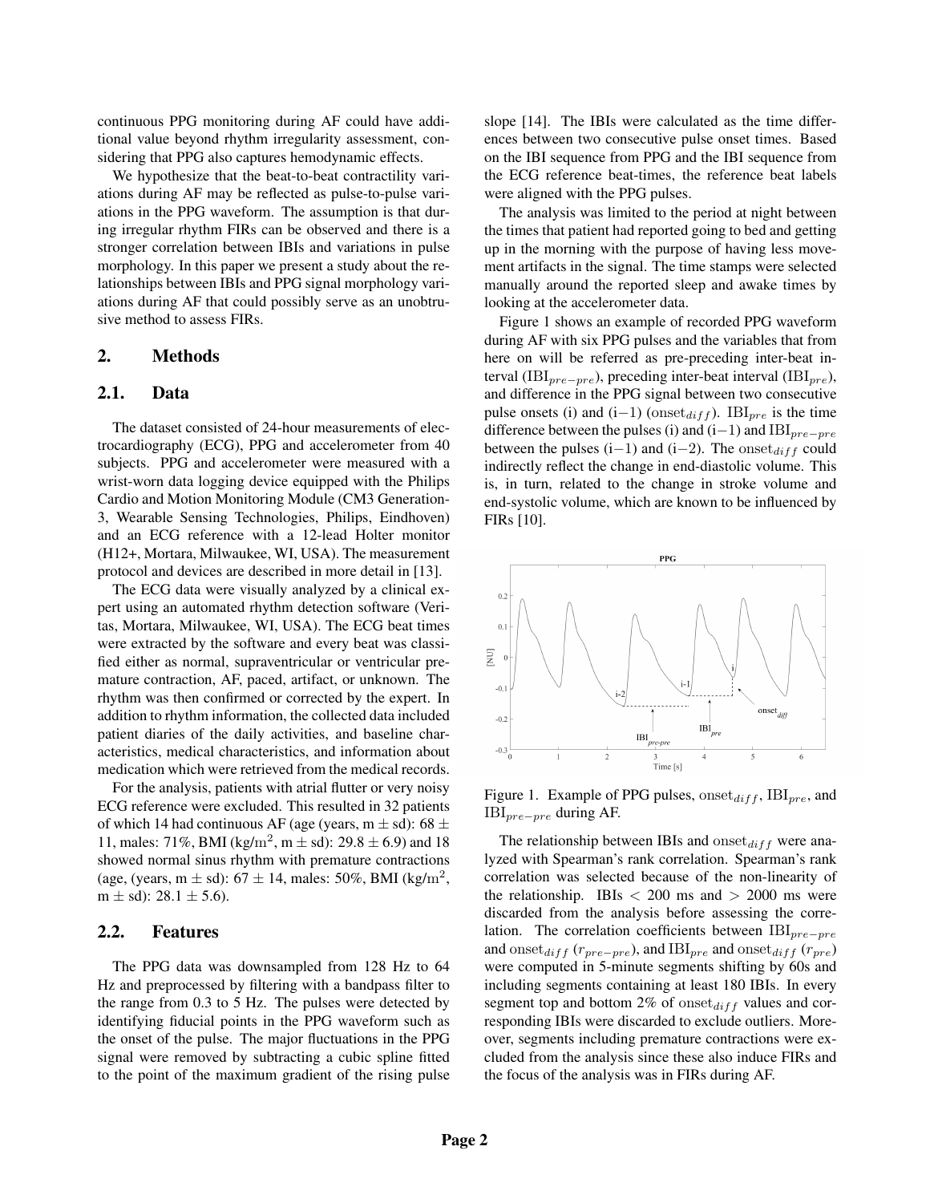continuous PPG monitoring during AF could have additional value beyond rhythm irregularity assessment, considering that PPG also captures hemodynamic effects.

We hypothesize that the beat-to-beat contractility variations during AF may be reflected as pulse-to-pulse variations in the PPG waveform. The assumption is that during irregular rhythm FIRs can be observed and there is a stronger correlation between IBIs and variations in pulse morphology. In this paper we present a study about the relationships between IBIs and PPG signal morphology variations during AF that could possibly serve as an unobtrusive method to assess FIRs.

## 2. Methods

### 2.1. Data

The dataset consisted of 24-hour measurements of electrocardiography (ECG), PPG and accelerometer from 40 subjects. PPG and accelerometer were measured with a wrist-worn data logging device equipped with the Philips Cardio and Motion Monitoring Module (CM3 Generation-3, Wearable Sensing Technologies, Philips, Eindhoven) and an ECG reference with a 12-lead Holter monitor (H12+, Mortara, Milwaukee, WI, USA). The measurement protocol and devices are described in more detail in [13].

The ECG data were visually analyzed by a clinical expert using an automated rhythm detection software (Veritas, Mortara, Milwaukee, WI, USA). The ECG beat times were extracted by the software and every beat was classified either as normal, supraventricular or ventricular premature contraction, AF, paced, artifact, or unknown. The rhythm was then confirmed or corrected by the expert. In addition to rhythm information, the collected data included patient diaries of the daily activities, and baseline characteristics, medical characteristics, and information about medication which were retrieved from the medical records.

For the analysis, patients with atrial flutter or very noisy ECG reference were excluded. This resulted in 32 patients of which 14 had continuous AF (age (years, m $\pm$ sd): 68 $\pm$ 11, males: 71%, BMI (kg/m$^2$, m $\pm$ sd): 29.8 $\pm$ 6.9) and 18 showed normal sinus rhythm with premature contractions (age, (years, m $\pm$ sd): 67 $\pm$ 14, males: 50%, BMI (kg/m$^2$, m $\pm$ sd): 28.1 $\pm$ 5.6).

### 2.2. Features

The PPG data was downsampled from 128 Hz to 64 Hz and preprocessed by filtering with a bandpass filter to the range from 0.3 to 5 Hz. The pulses were detected by identifying fiducial points in the PPG waveform such as the onset of the pulse. The major fluctuations in the PPG signal were removed by subtracting a cubic spline fitted to the point of the maximum gradient of the rising pulse slope [14]. The IBIs were calculated as the time differences between two consecutive pulse onset times. Based on the IBI sequence from PPG and the IBI sequence from the ECG reference beat-times, the reference beat labels were aligned with the PPG pulses.

The analysis was limited to the period at night between the times that patient had reported going to bed and getting up in the morning with the purpose of having less movement artifacts in the signal. The time stamps were selected manually around the reported sleep and awake times by looking at the accelerometer data.

Figure 1 shows an example of recorded PPG waveform during AF with six PPG pulses and the variables that from here on will be referred as pre-preceding inter-beat interval ($\text{IBI}_{pre-pre}$), preceding inter-beat interval ($\text{IBI}_{pre}$), and difference in the PPG signal between two consecutive pulse onsets (i) and (i$-$1) ($\text{onset}_{diff}$). $\text{IBI}_{pre}$ is the time difference between the pulses (i) and (i$-$1) and $\text{IBI}_{pre-pre}$ between the pulses (i$-$1) and (i$-$2). The $\text{onset}_{diff}$ could indirectly reflect the change in end-diastolic volume. This is, in turn, related to the change in stroke volume and end-systolic volume, which are known to be influenced by FIRs [10].

Figure 1. Example of PPG pulses, $\text{onset}_{diff}$, $\text{IBI}_{pre}$, and $\text{IBI}_{pre-pre}$ during AF.

The relationship between IBIs and $\text{onset}_{diff}$ were analyzed with Spearman's rank correlation. Spearman's rank correlation was selected because of the non-linearity of the relationship. IBIs $<$ 200 ms and $>$ 2000 ms were discarded from the analysis before assessing the correlation. The correlation coefficients between $\text{IBI}_{pre-pre}$ and $\text{onset}_{diff}$ ($r_{pre-pre}$), and $\text{IBI}_{pre}$ and $\text{onset}_{diff}$ ($r_{pre}$) were computed in 5-minute segments shifting by 60s and including segments containing at least 180 IBIs. In every segment top and bottom 2% of $\text{onset}_{diff}$ values and corresponding IBIs were discarded to exclude outliers. Moreover, segments including premature contractions were excluded from the analysis since these also induce FIRs and the focus of the analysis was in FIRs during AF.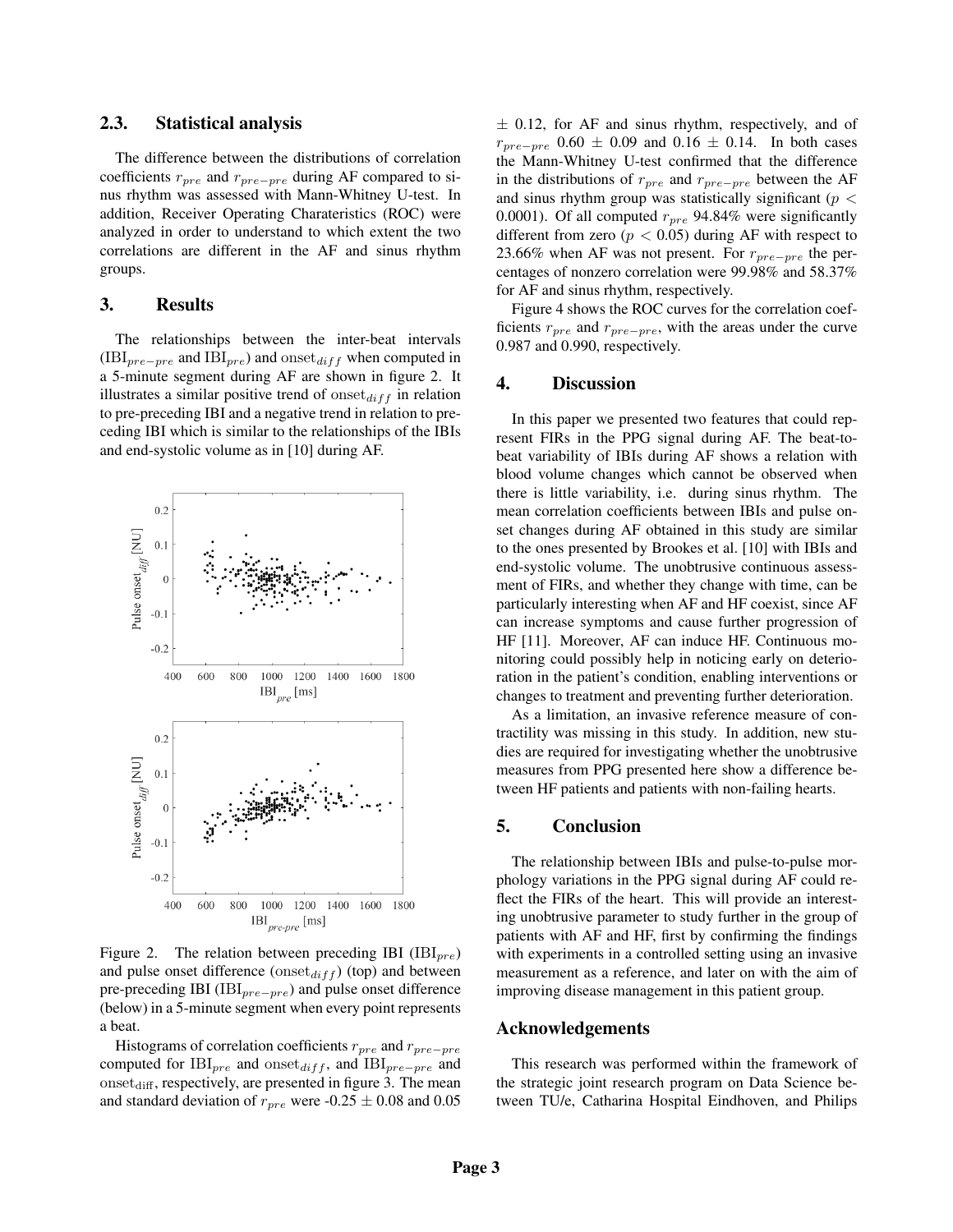### 2.3. Statistical analysis

The difference between the distributions of correlation coefficients $r_{pre}$ and $r_{pre-pre}$ during AF compared to sinus rhythm was assessed with Mann-Whitney U-test. In addition, Receiver Operating Charateristics (ROC) were analyzed in order to understand to which extent the two correlations are different in the AF and sinus rhythm groups.

## 3. Results

The relationships between the inter-beat intervals ($\text{IBI}_{pre-pre}$ and $\text{IBI}_{pre}$) and $\text{onset}_{diff}$ when computed in a 5-minute segment during AF are shown in figure 2. It illustrates a similar positive trend of $\text{onset}_{diff}$ in relation to pre-preceding IBI and a negative trend in relation to preceding IBI which is similar to the relationships of the IBIs and end-systolic volume as in [10] during AF.

Figure 2. The relation between preceding IBI ($\text{IBI}_{pre}$) and pulse onset difference ($\text{onset}_{diff}$) (top) and between pre-preceding IBI ($\text{IBI}_{pre-pre}$) and pulse onset difference (below) in a 5-minute segment when every point represents a beat.

Histograms of correlation coefficients $r_{pre}$ and $r_{pre-pre}$ computed for $\text{IBI}_{pre}$ and $\text{onset}_{diff}$, and $\text{IBI}_{pre-pre}$ and $\text{onset}_{\text{diff}}$, respectively, are presented in figure 3. The mean and standard deviation of $r_{pre}$ were -0.25 $\pm$ 0.08 and 0.05 $\pm$ 0.12, for AF and sinus rhythm, respectively, and of $r_{pre-pre}$ 0.60 $\pm$ 0.09 and 0.16 $\pm$ 0.14. In both cases the Mann-Whitney U-test confirmed that the difference in the distributions of $r_{pre}$ and $r_{pre-pre}$ between the AF and sinus rhythm group was statistically significant ($p < 0.0001$). Of all computed $r_{pre}$ 94.84% were significantly different from zero ($p < 0.05$) during AF with respect to 23.66% when AF was not present. For $r_{pre-pre}$ the percentages of nonzero correlation were 99.98% and 58.37% for AF and sinus rhythm, respectively.

Figure 4 shows the ROC curves for the correlation coefficients $r_{pre}$ and $r_{pre-pre}$, with the areas under the curve 0.987 and 0.990, respectively.

## 4. Discussion

In this paper we presented two features that could represent FIRs in the PPG signal during AF. The beat-to-beat variability of IBIs during AF shows a relation with blood volume changes which cannot be observed when there is little variability, i.e. during sinus rhythm. The mean correlation coefficients between IBIs and pulse onset changes during AF obtained in this study are similar to the ones presented by Brookes et al. [10] with IBIs and end-systolic volume. The unobtrusive continuous assessment of FIRs, and whether they change with time, can be particularly interesting when AF and HF coexist, since AF can increase symptoms and cause further progression of HF [11]. Moreover, AF can induce HF. Continuous monitoring could possibly help in noticing early on deterioration in the patient's condition, enabling interventions or changes to treatment and preventing further deterioration.

As a limitation, an invasive reference measure of contractility was missing in this study. In addition, new studies are required for investigating whether the unobtrusive measures from PPG presented here show a difference between HF patients and patients with non-failing hearts.

## 5. Conclusion

The relationship between IBIs and pulse-to-pulse morphology variations in the PPG signal during AF could reflect the FIRs of the heart. This will provide an interesting unobtrusive parameter to study further in the group of patients with AF and HF, first by confirming the findings with experiments in a controlled setting using an invasive measurement as a reference, and later on with the aim of improving disease management in this patient group.

## Acknowledgements

This research was performed within the framework of the strategic joint research program on Data Science between TU/e, Catharina Hospital Eindhoven, and Philips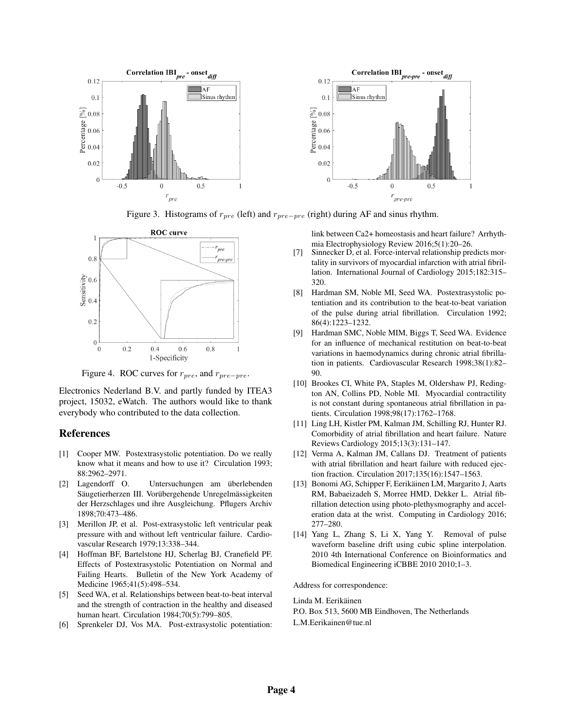Correlation IBI$_{pre}$ - onset$_{diff}$

0.12
0.1
0.08
0.06
0.04
0.02
0

Percentage [%]

AF
Sinus rhythm

-0.5
0
0.5
1

$r_{pre}$

Correlation IBI$_{pre\text{-}pre}$ - onset$_{diff}$

0.12
0.1
0.08
0.06
0.04
0.02
0

Percentage [%]

AF
Sinus rhythm

-0.5
0
0.5
1

$r_{pre\text{-}pre}$

Figure 3. Histograms of $r_{pre}$ (left) and $r_{pre-pre}$ (right) during AF and sinus rhythm.

ROC curve

1
0.8
0.6
0.4
0.2
0

Sensitivity

$r_{pre}$
$r_{pre\text{-}pre}$

0
0.2
0.4
0.6
0.8
1

1-Specificity

Figure 4. ROC curves for $r_{pre}$, and $r_{pre-pre}$.

Electronics Nederland B.V. and partly funded by ITEA3 project, 15032, eWatch. The authors would like to thank everybody who contributed to the data collection.

## References

[1] Cooper MW. Postextrasystolic potentiation. Do we really know what it means and how to use it? Circulation 1993; 88:2962–2971.

[2] Lagendorff O. Untersuchungen am überlebenden Säugetierherzen III. Vorübergehende Unregelmässigkeiten der Herzschlages und ihre Ausgleichung. Pflugers Archiv 1898;70:473–486.

[3] Merillon JP, et al. Post-extrasystolic left ventricular peak pressure with and without left ventricular failure. Cardiovascular Research 1979;13:338–344.

[4] Hoffman BF, Bartelstone HJ, Scherlag BJ, Cranefield PF. Effects of Postextrasystolic Potentiation on Normal and Failing Hearts. Bulletin of the New York Academy of Medicine 1965;41(5):498–534.

[5] Seed WA, et al. Relationships between beat-to-beat interval and the strength of contraction in the healthy and diseased human heart. Circulation 1984;70(5):799–805.

[6] Sprenkeler DJ, Vos MA. Post-extrasystolic potentiation: link between Ca2+ homeostasis and heart failure? Arrhythmia Electrophysiology Review 2016;5(1):20–26.

[7] Sinnecker D, et al. Force-interval relationship predicts mortality in survivors of myocardial infarction with atrial fibrillation. International Journal of Cardiology 2015;182:315–320.

[8] Hardman SM, Noble MI, Seed WA. Postextrasystolic potentiation and its contribution to the beat-to-beat variation of the pulse during atrial fibrillation. Circulation 1992; 86(4):1223–1232.

[9] Hardman SMC, Noble MIM, Biggs T, Seed WA. Evidence for an influence of mechanical restitution on beat-to-beat variations in haemodynamics during chronic atrial fibrillation in patients. Cardiovascular Research 1998;38(1):82–90.

[10] Brookes CI, White PA, Staples M, Oldershaw PJ, Redington AN, Collins PD, Noble MI. Myocardial contractility is not constant during spontaneous atrial fibrillation in patients. Circulation 1998;98(17):1762–1768.

[11] Ling LH, Kistler PM, Kalman JM, Schilling RJ, Hunter RJ. Comorbidity of atrial fibrillation and heart failure. Nature Reviews Cardiology 2015;13(3):131–147.

[12] Verma A, Kalman JM, Callans DJ. Treatment of patients with atrial fibrillation and heart failure with reduced ejection fraction. Circulation 2017;135(16):1547–1563.

[13] Bonomi AG, Schipper F, Eerikäinen LM, Margarito J, Aarts RM, Babaeizadeh S, Morree HMD, Dekker L. Atrial fibrillation detection using photo-plethysmography and acceleration data at the wrist. Computing in Cardiology 2016; 277–280.

[14] Yang L, Zhang S, Li X, Yang Y. Removal of pulse waveform baseline drift using cubic spline interpolation. 2010 4th International Conference on Bioinformatics and Biomedical Engineering iCBBE 2010 2010;1–3.

Address for correspondence:

Linda M. Eerikäinen

P.O. Box 513, 5600 MB Eindhoven, The Netherlands

L.M.Eerikainen@tue.nl